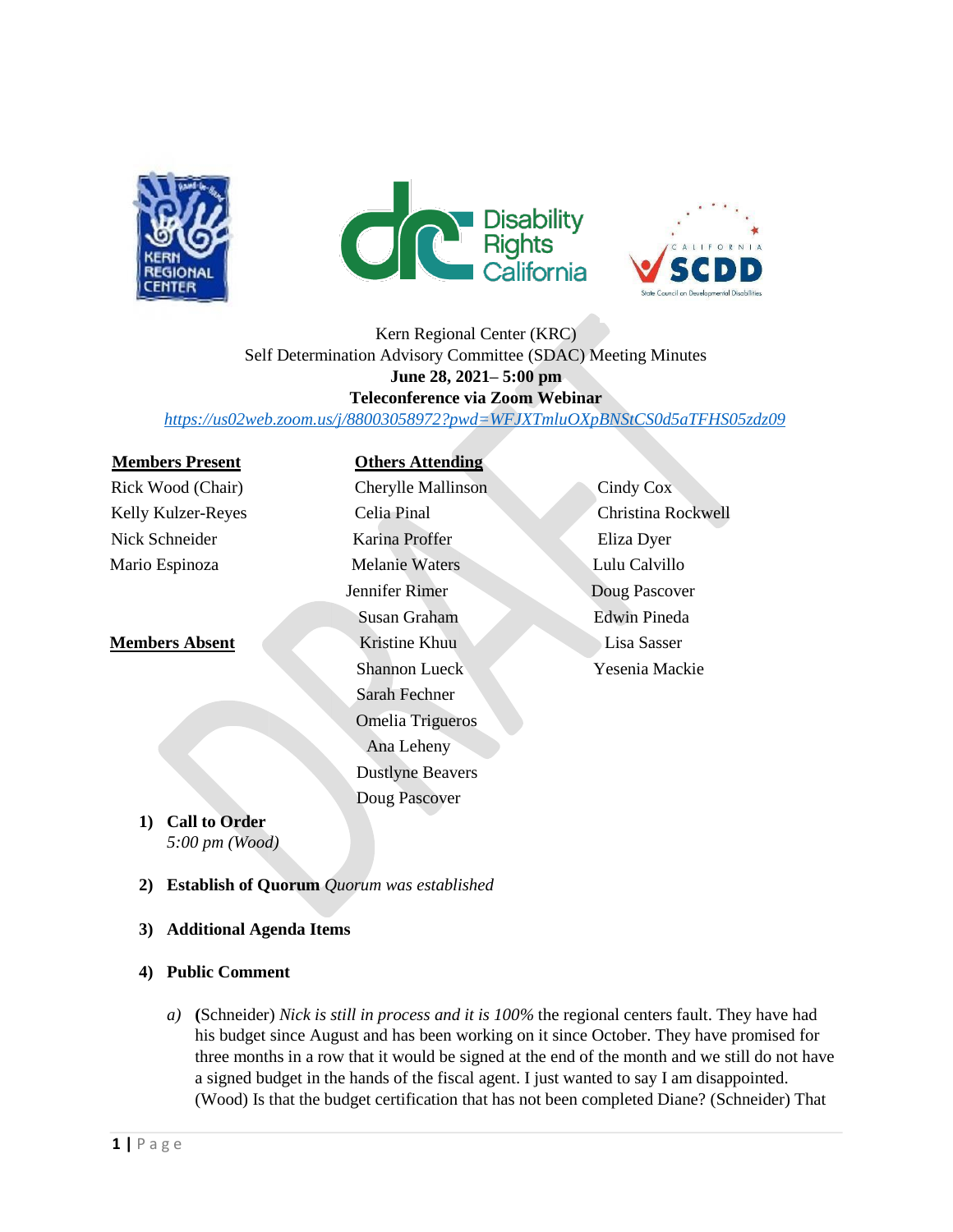Kern Regional Center (KRC)
Self Determination Advisory Committee (SDAC) Meeting Minutes
**June 28, 2021– 5:00 pm**
**Teleconference via Zoom Webinar**
https://us02web.zoom.us/j/88003058972?pwd=WFJXTmluOXpBNStCS0d5aTFHS05zdz09

| **Members Present** | **Others Attending** | |
|---|---|---|
| Rick Wood (Chair) | Cherylle Mallinson | Cindy Cox |
| Kelly Kulzer-Reyes | Celia Pinal | Christina Rockwell |
| Nick Schneider | Karina Proffer | Eliza Dyer |
| Mario Espinoza | Melanie Waters | Lulu Calvillo |
| | Jennifer Rimer | Doug Pascover |
| | Susan Graham | Edwin Pineda |
| **Members Absent** | Kristine Khuu | Lisa Sasser |
| | Shannon Lueck | Yesenia Mackie |
| | Sarah Fechner | |
| | Omelia Trigueros | |
| | Ana Leheny | |
| | Dustlyne Beavers | |
| | Doug Pascover | |

1) **Call to Order**
   *5:00 pm (Wood)*

2) **Establish of Quorum** *Quorum was established*

3) **Additional Agenda Items**

4) **Public Comment**

   a) **(**Schneider) *Nick is still in process and it is 100%* the regional centers fault. They have had his budget since August and has been working on it since October. They have promised for three months in a row that it would be signed at the end of the month and we still do not have a signed budget in the hands of the fiscal agent. I just wanted to say I am disappointed. (Wood) Is that the budget certification that has not been completed Diane? (Schneider) That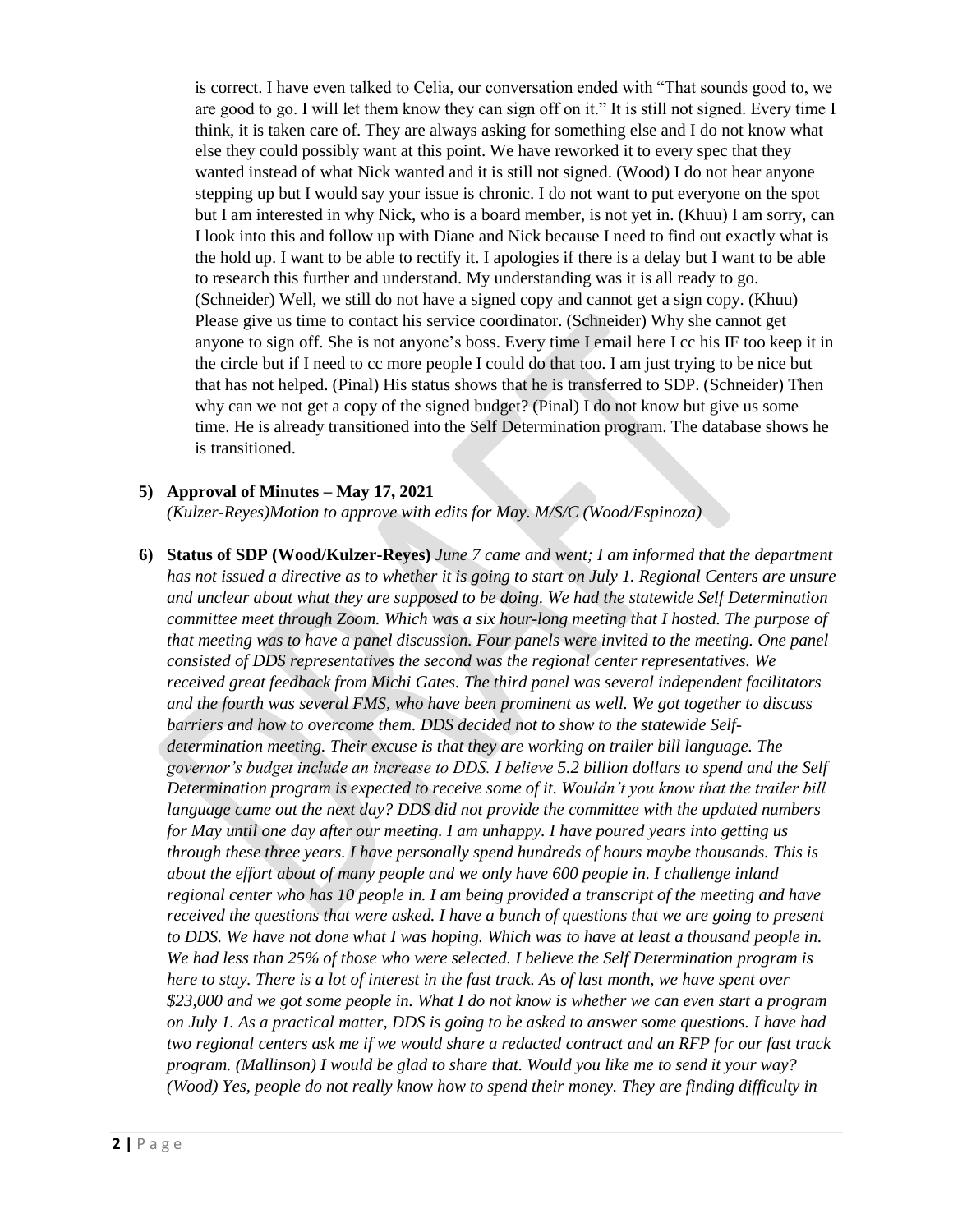is correct. I have even talked to Celia, our conversation ended with "That sounds good to, we are good to go. I will let them know they can sign off on it." It is still not signed. Every time I think, it is taken care of. They are always asking for something else and I do not know what else they could possibly want at this point. We have reworked it to every spec that they wanted instead of what Nick wanted and it is still not signed. (Wood) I do not hear anyone stepping up but I would say your issue is chronic. I do not want to put everyone on the spot but I am interested in why Nick, who is a board member, is not yet in. (Khuu) I am sorry, can I look into this and follow up with Diane and Nick because I need to find out exactly what is the hold up. I want to be able to rectify it. I apologies if there is a delay but I want to be able to research this further and understand. My understanding was it is all ready to go. (Schneider) Well, we still do not have a signed copy and cannot get a sign copy. (Khuu) Please give us time to contact his service coordinator. (Schneider) Why she cannot get anyone to sign off. She is not anyone's boss. Every time I email here I cc his IF too keep it in the circle but if I need to cc more people I could do that too. I am just trying to be nice but that has not helped. (Pinal) His status shows that he is transferred to SDP. (Schneider) Then why can we not get a copy of the signed budget? (Pinal) I do not know but give us some time. He is already transitioned into the Self Determination program. The database shows he is transitioned.

5) **Approval of Minutes – May 17, 2021**
   *(Kulzer-Reyes)Motion to approve with edits for May. M/S/C (Wood/Espinoza)*

6) **Status of SDP (Wood/Kulzer-Reyes)** *June 7 came and went; I am informed that the department has not issued a directive as to whether it is going to start on July 1. Regional Centers are unsure and unclear about what they are supposed to be doing. We had the statewide Self Determination committee meet through Zoom. Which was a six hour-long meeting that I hosted. The purpose of that meeting was to have a panel discussion. Four panels were invited to the meeting. One panel consisted of DDS representatives the second was the regional center representatives. We received great feedback from Michi Gates. The third panel was several independent facilitators and the fourth was several FMS, who have been prominent as well. We got together to discuss barriers and how to overcome them. DDS decided not to show to the statewide Self-determination meeting. Their excuse is that they are working on trailer bill language. The governor's budget include an increase to DDS. I believe 5.2 billion dollars to spend and the Self Determination program is expected to receive some of it. Wouldn't you know that the trailer bill language came out the next day? DDS did not provide the committee with the updated numbers for May until one day after our meeting. I am unhappy. I have poured years into getting us through these three years. I have personally spend hundreds of hours maybe thousands. This is about the effort about of many people and we only have 600 people in. I challenge inland regional center who has 10 people in. I am being provided a transcript of the meeting and have received the questions that were asked. I have a bunch of questions that we are going to present to DDS. We have not done what I was hoping. Which was to have at least a thousand people in. We had less than 25% of those who were selected. I believe the Self Determination program is here to stay. There is a lot of interest in the fast track. As of last month, we have spent over $23,000 and we got some people in. What I do not know is whether we can even start a program on July 1. As a practical matter, DDS is going to be asked to answer some questions. I have had two regional centers ask me if we would share a redacted contract and an RFP for our fast track program. (Mallinson) I would be glad to share that. Would you like me to send it your way? (Wood) Yes, people do not really know how to spend their money. They are finding difficulty in*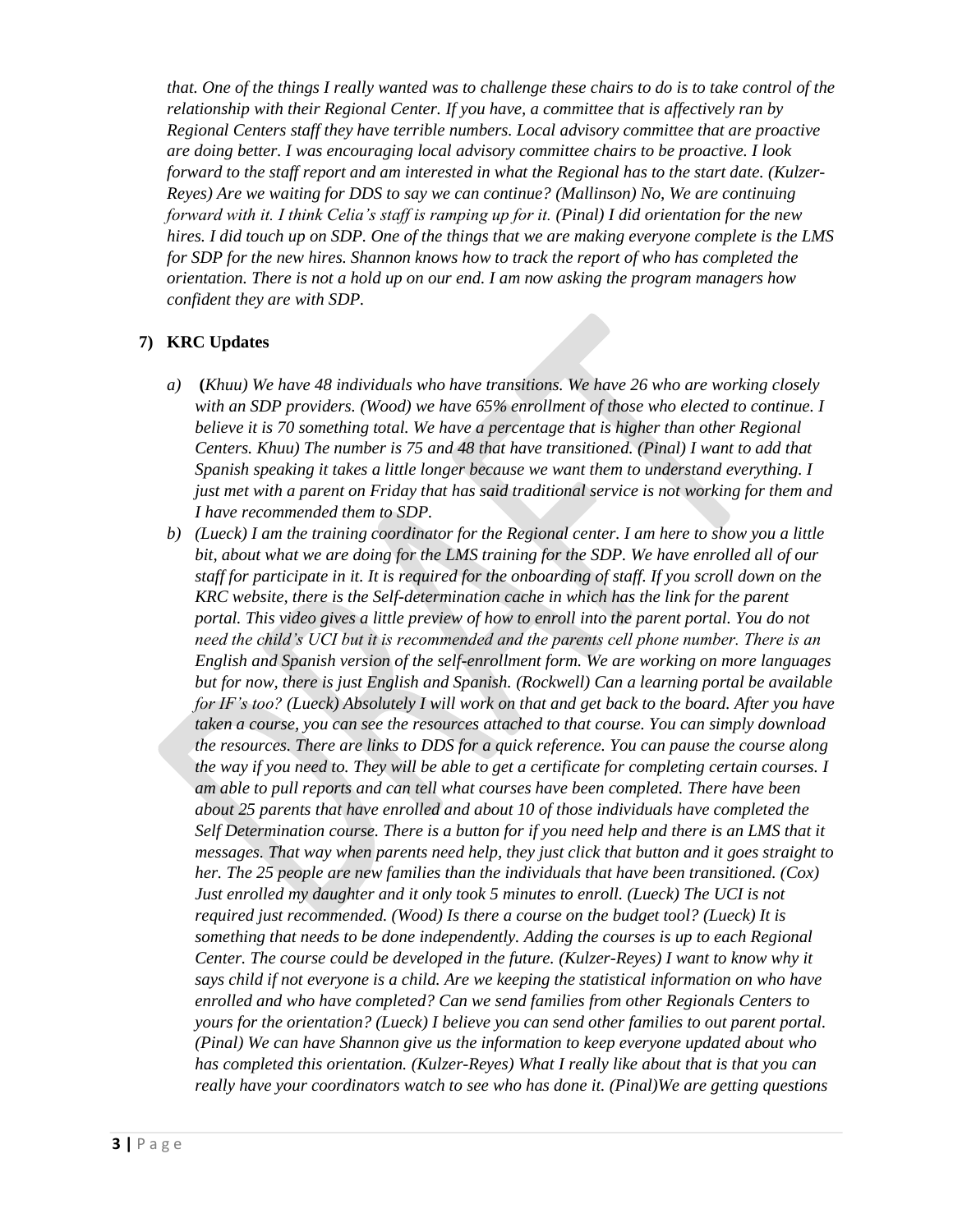*that. One of the things I really wanted was to challenge these chairs to do is to take control of the relationship with their Regional Center. If you have, a committee that is affectively ran by Regional Centers staff they have terrible numbers. Local advisory committee that are proactive are doing better. I was encouraging local advisory committee chairs to be proactive. I look forward to the staff report and am interested in what the Regional has to the start date. (Kulzer-Reyes) Are we waiting for DDS to say we can continue? (Mallinson) No, We are continuing forward with it. I think Celia's staff is ramping up for it. (Pinal) I did orientation for the new hires. I did touch up on SDP. One of the things that we are making everyone complete is the LMS for SDP for the new hires. Shannon knows how to track the report of who has completed the orientation. There is not a hold up on our end. I am now asking the program managers how confident they are with SDP.*

**7) KRC Updates**

a) **(***Khuu) We have 48 individuals who have transitions. We have 26 who are working closely with an SDP providers. (Wood) we have 65% enrollment of those who elected to continue. I believe it is 70 something total. We have a percentage that is higher than other Regional Centers. Khuu) The number is 75 and 48 that have transitioned. (Pinal) I want to add that Spanish speaking it takes a little longer because we want them to understand everything. I just met with a parent on Friday that has said traditional service is not working for them and I have recommended them to SDP.*

b) *(Lueck) I am the training coordinator for the Regional center. I am here to show you a little bit, about what we are doing for the LMS training for the SDP. We have enrolled all of our staff for participate in it. It is required for the onboarding of staff. If you scroll down on the KRC website, there is the Self-determination cache in which has the link for the parent portal. This video gives a little preview of how to enroll into the parent portal. You do not need the child's UCI but it is recommended and the parents cell phone number. There is an English and Spanish version of the self-enrollment form. We are working on more languages but for now, there is just English and Spanish. (Rockwell) Can a learning portal be available for IF's too? (Lueck) Absolutely I will work on that and get back to the board. After you have taken a course, you can see the resources attached to that course. You can simply download the resources. There are links to DDS for a quick reference. You can pause the course along the way if you need to. They will be able to get a certificate for completing certain courses. I am able to pull reports and can tell what courses have been completed. There have been about 25 parents that have enrolled and about 10 of those individuals have completed the Self Determination course. There is a button for if you need help and there is an LMS that it messages. That way when parents need help, they just click that button and it goes straight to her. The 25 people are new families than the individuals that have been transitioned. (Cox) Just enrolled my daughter and it only took 5 minutes to enroll. (Lueck) The UCI is not required just recommended. (Wood) Is there a course on the budget tool? (Lueck) It is something that needs to be done independently. Adding the courses is up to each Regional Center. The course could be developed in the future. (Kulzer-Reyes) I want to know why it says child if not everyone is a child. Are we keeping the statistical information on who have enrolled and who have completed? Can we send families from other Regionals Centers to yours for the orientation? (Lueck) I believe you can send other families to out parent portal. (Pinal) We can have Shannon give us the information to keep everyone updated about who has completed this orientation. (Kulzer-Reyes) What I really like about that is that you can really have your coordinators watch to see who has done it. (Pinal)We are getting questions*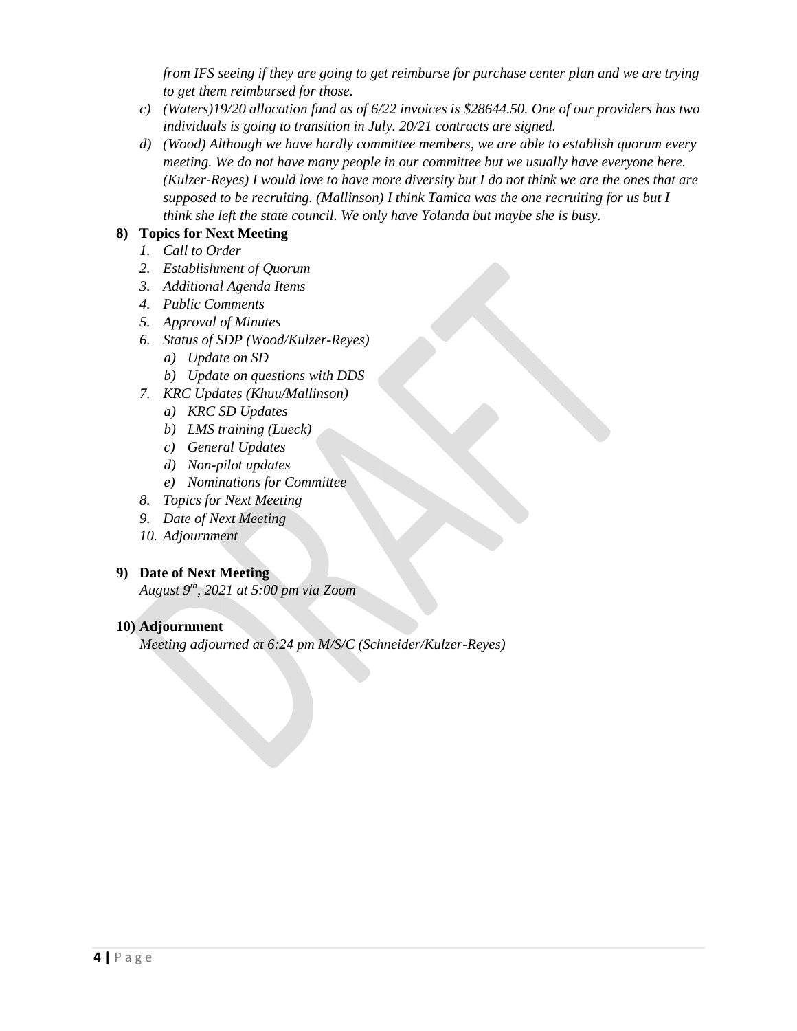*from IFS seeing if they are going to get reimburse for purchase center plan and we are trying to get them reimbursed for those.*

c) *(Waters)19/20 allocation fund as of 6/22 invoices is $28644.50. One of our providers has two individuals is going to transition in July. 20/21 contracts are signed.*

d) *(Wood) Although we have hardly committee members, we are able to establish quorum every meeting. We do not have many people in our committee but we usually have everyone here. (Kulzer-Reyes) I would love to have more diversity but I do not think we are the ones that are supposed to be recruiting. (Mallinson) I think Tamica was the one recruiting for us but I think she left the state council. We only have Yolanda but maybe she is busy.*

**8) Topics for Next Meeting**

1. *Call to Order*
2. *Establishment of Quorum*
3. *Additional Agenda Items*
4. *Public Comments*
5. *Approval of Minutes*
6. *Status of SDP (Wood/Kulzer-Reyes)*
   a) *Update on SD*
   b) *Update on questions with DDS*
7. *KRC Updates (Khuu/Mallinson)*
   a) *KRC SD Updates*
   b) *LMS training (Lueck)*
   c) *General Updates*
   d) *Non-pilot updates*
   e) *Nominations for Committee*
8. *Topics for Next Meeting*
9. *Date of Next Meeting*
10. *Adjournment*

**9) Date of Next Meeting**

*August 9th, 2021 at 5:00 pm via Zoom*

**10) Adjournment**

*Meeting adjourned at 6:24 pm M/S/C (Schneider/Kulzer-Reyes)*